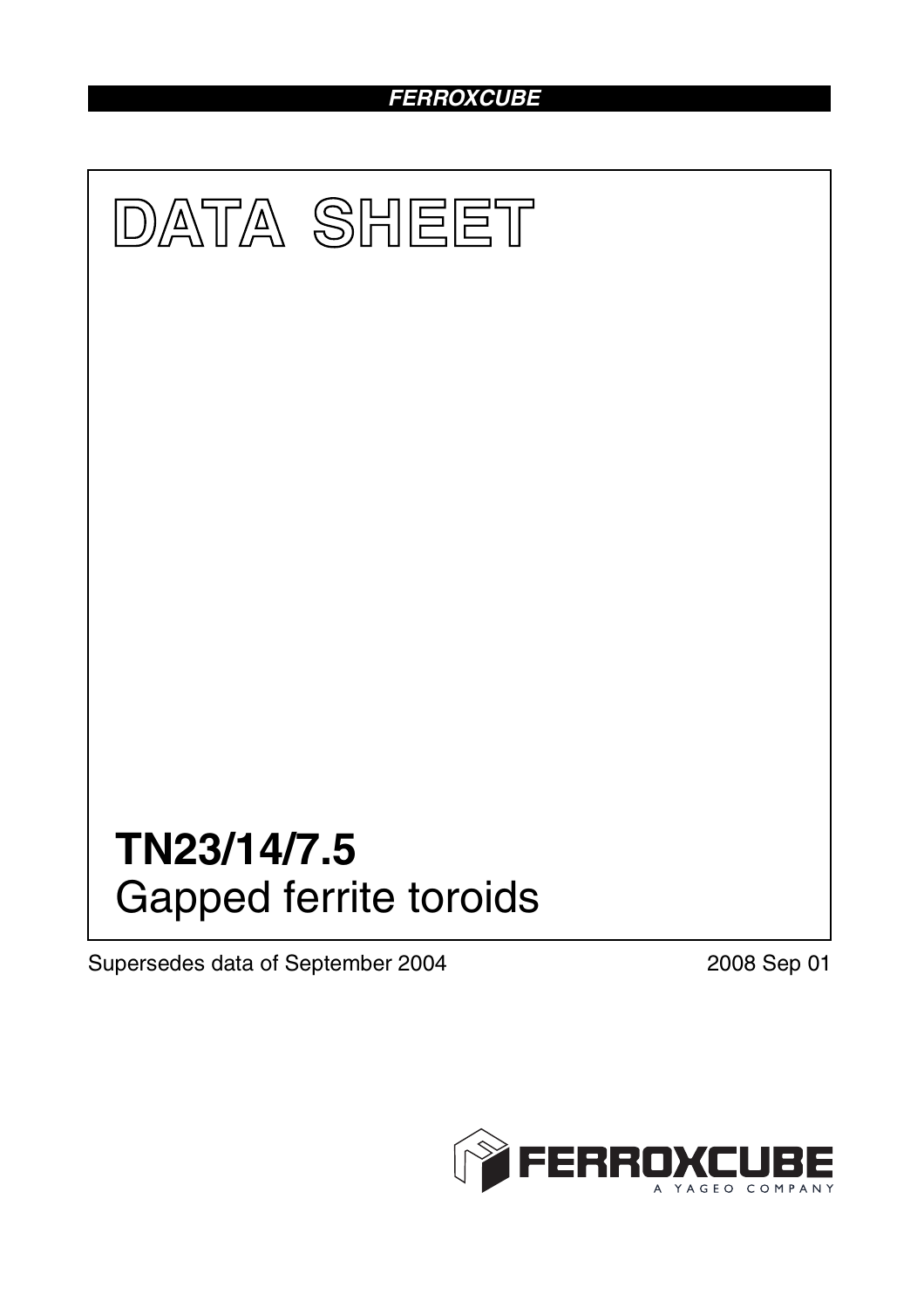FERROXCUBE

# DATA SHEET

# TN23/14/7.5

## Gapped ferrite toroids

Supersedes data of September 2004

2008 Sep 01

FERROXCUBE
A YAGEO COMPANY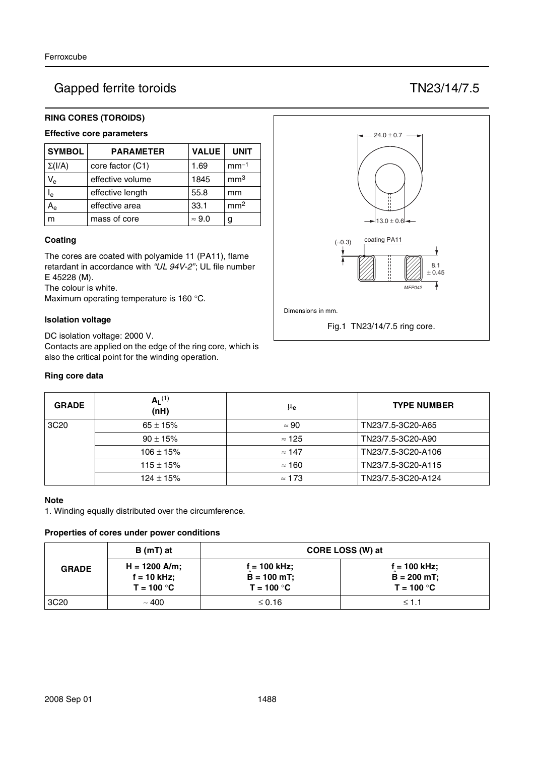# Gapped ferrite toroids — TN23/14/7.5

## RING CORES (TOROIDS)

### Effective core parameters

| SYMBOL | PARAMETER | VALUE | UNIT |
|---|---|---|---|
| $\Sigma(I/A)$ | core factor (C1) | 1.69 | $mm^{-1}$ |
| $V_e$ | effective volume | 1845 | $mm^3$ |
| $l_e$ | effective length | 55.8 | mm |
| $A_e$ | effective area | 33.1 | $mm^2$ |
| m | mass of core | ≈ 9.0 | g |

### Coating

The cores are coated with polyamide 11 (PA11), flame retardant in accordance with *"UL 94V-2"*; UL file number E 45228 (M).
The colour is white.
Maximum operating temperature is 160 °C.

### Isolation voltage

DC isolation voltage: 2000 V.
Contacts are applied on the edge of the ring core, which is also the critical point for the winding operation.

24.0 ± 0.7

13.0 ± 0.6

(≈0.3)

coating PA11

8.1 ± 0.45

MFP042

Dimensions in mm.

Fig.1 TN23/14/7.5 ring core.

### Ring core data

| GRADE | $A_L$ [1] (nH) | $\mu_e$ | TYPE NUMBER |
|---|---|---|---|
| 3C20 | 65 ± 15% | ≈ 90 | TN23/7.5-3C20-A65 |
| | 90 ± 15% | ≈ 125 | TN23/7.5-3C20-A90 |
| | 106 ± 15% | ≈ 147 | TN23/7.5-3C20-A106 |
| | 115 ± 15% | ≈ 160 | TN23/7.5-3C20-A115 |
| | 124 ± 15% | ≈ 173 | TN23/7.5-3C20-A124 |

### Note

1. Winding equally distributed over the circumference.

### Properties of cores under power conditions

| GRADE | B (mT) at | CORE LOSS (W) at | |
|---|---|---|---|
| | H = 1200 A/m; f = 10 kHz; T = 100 °C | f = 100 kHz; $\hat{B}$ = 100 mT; T = 100 °C | f = 100 kHz; $\hat{B}$ = 200 mT; T = 100 °C |
| 3C20 | ∼ 400 | ≤ 0.16 | ≤ 1.1 |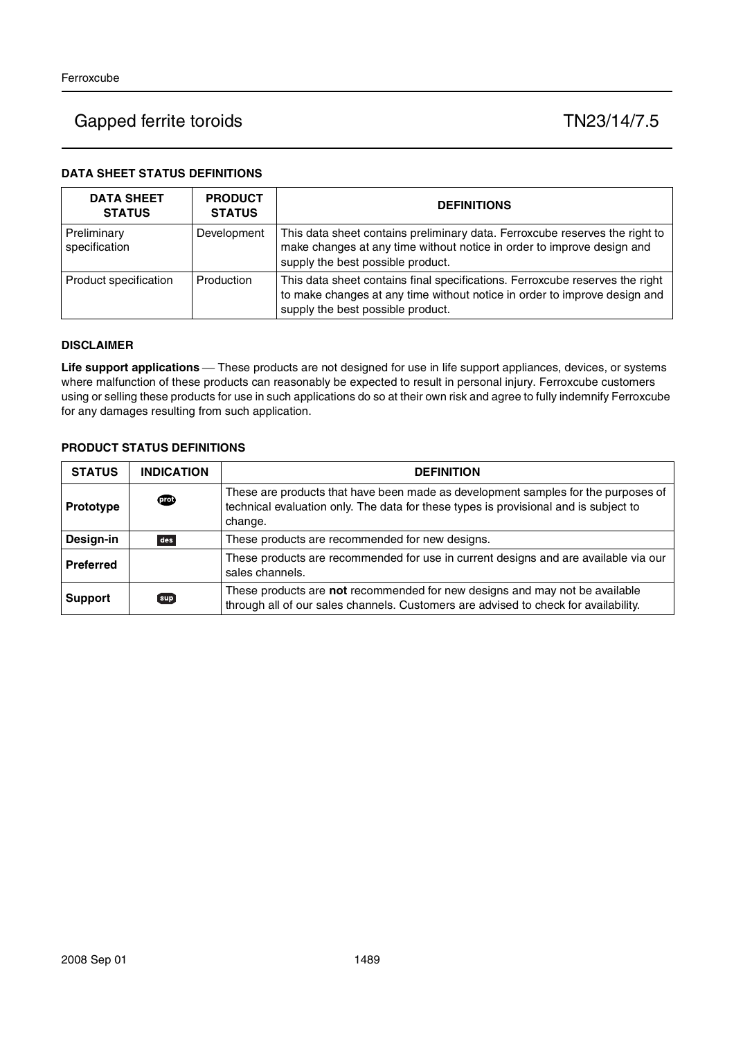## DATA SHEET STATUS DEFINITIONS

| DATA SHEET STATUS | PRODUCT STATUS | DEFINITIONS |
|---|---|---|
| Preliminary specification | Development | This data sheet contains preliminary data. Ferroxcube reserves the right to make changes at any time without notice in order to improve design and supply the best possible product. |
| Product specification | Production | This data sheet contains final specifications. Ferroxcube reserves the right to make changes at any time without notice in order to improve design and supply the best possible product. |

## DISCLAIMER

**Life support applications** — These products are not designed for use in life support appliances, devices, or systems where malfunction of these products can reasonably be expected to result in personal injury. Ferroxcube customers using or selling these products for use in such applications do so at their own risk and agree to fully indemnify Ferroxcube for any damages resulting from such application.

## PRODUCT STATUS DEFINITIONS

| STATUS | INDICATION | DEFINITION |
|---|---|---|
| **Prototype** | prot | These are products that have been made as development samples for the purposes of technical evaluation only. The data for these types is provisional and is subject to change. |
| **Design-in** | des | These products are recommended for new designs. |
| **Preferred** | | These products are recommended for use in current designs and are available via our sales channels. |
| **Support** | sup | These products are **not** recommended for new designs and may not be available through all of our sales channels. Customers are advised to check for availability. |